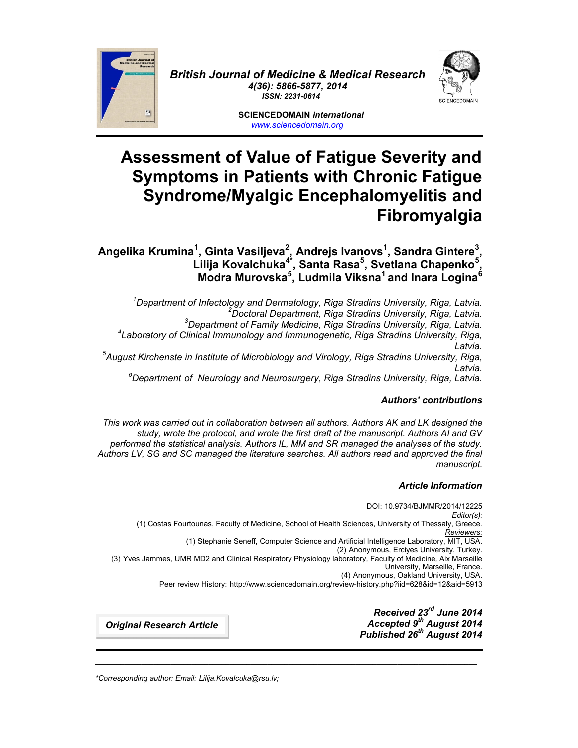British Journal of Medicine & Medical Research
4(36): 5866-5877, 2014
ISSN: 2231-0614

SCIENCEDOMAIN *international*
www.sciencedomain.org

# Assessment of Value of Fatigue Severity and Symptoms in Patients with Chronic Fatigue Syndrome/Myalgic Encephalomyelitis and Fibromyalgia

**Angelika Krumina[1], Ginta Vasiljeva[2], Andrejs Ivanovs[1], Sandra Gintere[3], Lilija Kovalchuka[4*], Santa Rasa[5], Svetlana Chapenko[5], Modra Murovska[5], Ludmila Viksna[1] and Inara Logina[6]**

*[1]Department of Infectology and Dermatology, Riga Stradins University, Riga, Latvia.*
*[2]Doctoral Department, Riga Stradins University, Riga, Latvia.*
*[3]Department of Family Medicine, Riga Stradins University, Riga, Latvia.*
*[4]Laboratory of Clinical Immunology and Immunogenetic, Riga Stradins University, Riga, Latvia.*
*[5]August Kirchenste in Institute of Microbiology and Virology, Riga Stradins University, Riga, Latvia.*
*[6]Department of Neurology and Neurosurgery, Riga Stradins University, Riga, Latvia.*

### *Authors' contributions*

*This work was carried out in collaboration between all authors. Authors AK and LK designed the study, wrote the protocol, and wrote the first draft of the manuscript. Authors AI and GV performed the statistical analysis. Authors IL, MM and SR managed the analyses of the study. Authors LV, SG and SC managed the literature searches. All authors read and approved the final manuscript.*

### *Article Information*

DOI: 10.9734/BJMMR/2014/12225
*Editor(s):*
(1) Costas Fourtounas, Faculty of Medicine, School of Health Sciences, University of Thessaly, Greece.
*Reviewers:*
(1) Stephanie Seneff, Computer Science and Artificial Intelligence Laboratory, MIT, USA.
(2) Anonymous, Erciyes University, Turkey.
(3) Yves Jammes, UMR MD2 and Clinical Respiratory Physiology laboratory, Faculty of Medicine, Aix Marseille University, Marseille, France.
(4) Anonymous, Oakland University, USA.
Peer review History: http://www.sciencedomain.org/review-history.php?iid=628&id=12&aid=5913

***Original Research Article***

***Received 23rd June 2014***
***Accepted 9th August 2014***
***Published 26th August 2014***

---

*\*Corresponding author: Email: Lilija.Kovalcuka@rsu.lv;*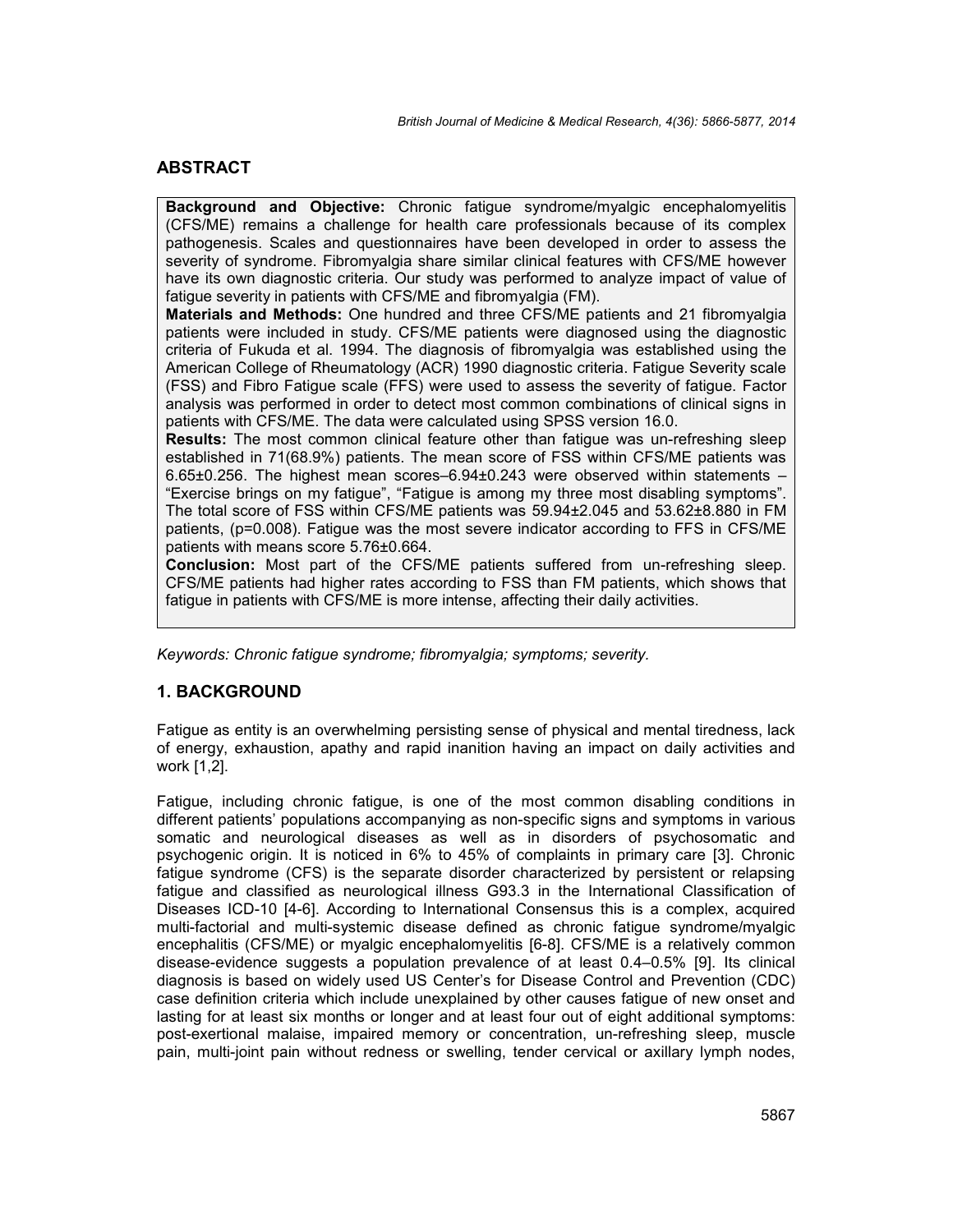## ABSTRACT

**Background and Objective:** Chronic fatigue syndrome/myalgic encephalomyelitis (CFS/ME) remains a challenge for health care professionals because of its complex pathogenesis. Scales and questionnaires have been developed in order to assess the severity of syndrome. Fibromyalgia share similar clinical features with CFS/ME however have its own diagnostic criteria. Our study was performed to analyze impact of value of fatigue severity in patients with CFS/ME and fibromyalgia (FM).

**Materials and Methods:** One hundred and three CFS/ME patients and 21 fibromyalgia patients were included in study. CFS/ME patients were diagnosed using the diagnostic criteria of Fukuda et al. 1994. The diagnosis of fibromyalgia was established using the American College of Rheumatology (ACR) 1990 diagnostic criteria. Fatigue Severity scale (FSS) and Fibro Fatigue scale (FFS) were used to assess the severity of fatigue. Factor analysis was performed in order to detect most common combinations of clinical signs in patients with CFS/ME. The data were calculated using SPSS version 16.0.

**Results:** The most common clinical feature other than fatigue was un-refreshing sleep established in 71(68.9%) patients. The mean score of FSS within CFS/ME patients was 6.65±0.256. The highest mean scores–6.94±0.243 were observed within statements – "Exercise brings on my fatigue", "Fatigue is among my three most disabling symptoms". The total score of FSS within CFS/ME patients was 59.94±2.045 and 53.62±8.880 in FM patients, ($p=0.008$). Fatigue was the most severe indicator according to FFS in CFS/ME patients with means score 5.76±0.664.

**Conclusion:** Most part of the CFS/ME patients suffered from un-refreshing sleep. CFS/ME patients had higher rates according to FSS than FM patients, which shows that fatigue in patients with CFS/ME is more intense, affecting their daily activities.

*Keywords: Chronic fatigue syndrome; fibromyalgia; symptoms; severity.*

## 1. BACKGROUND

Fatigue as entity is an overwhelming persisting sense of physical and mental tiredness, lack of energy, exhaustion, apathy and rapid inanition having an impact on daily activities and work [1,2].

Fatigue, including chronic fatigue, is one of the most common disabling conditions in different patients' populations accompanying as non-specific signs and symptoms in various somatic and neurological diseases as well as in disorders of psychosomatic and psychogenic origin. It is noticed in 6% to 45% of complaints in primary care [3]. Chronic fatigue syndrome (CFS) is the separate disorder characterized by persistent or relapsing fatigue and classified as neurological illness G93.3 in the International Classification of Diseases ICD-10 [4-6]. According to International Consensus this is a complex, acquired multi-factorial and multi-systemic disease defined as chronic fatigue syndrome/myalgic encephalitis (CFS/ME) or myalgic encephalomyelitis [6-8]. CFS/ME is a relatively common disease-evidence suggests a population prevalence of at least 0.4–0.5% [9]. Its clinical diagnosis is based on widely used US Center's for Disease Control and Prevention (CDC) case definition criteria which include unexplained by other causes fatigue of new onset and lasting for at least six months or longer and at least four out of eight additional symptoms: post-exertional malaise, impaired memory or concentration, un-refreshing sleep, muscle pain, multi-joint pain without redness or swelling, tender cervical or axillary lymph nodes,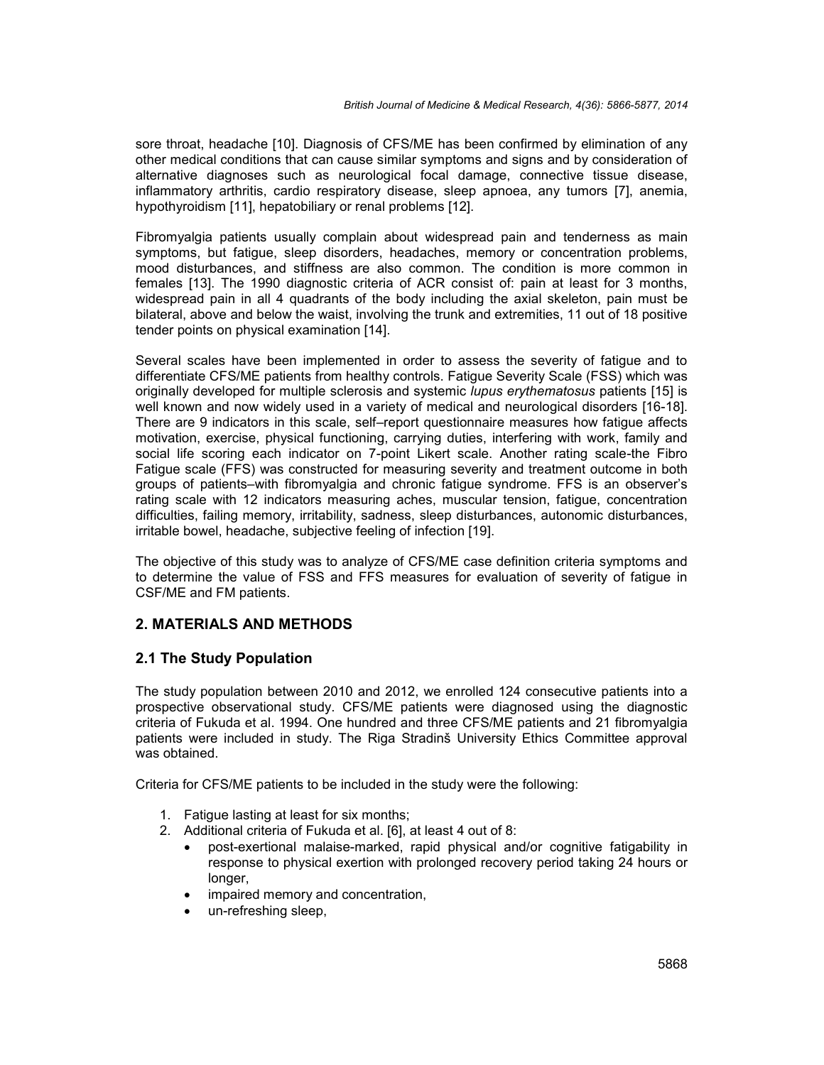sore throat, headache [10]. Diagnosis of CFS/ME has been confirmed by elimination of any other medical conditions that can cause similar symptoms and signs and by consideration of alternative diagnoses such as neurological focal damage, connective tissue disease, inflammatory arthritis, cardio respiratory disease, sleep apnoea, any tumors [7], anemia, hypothyroidism [11], hepatobiliary or renal problems [12].

Fibromyalgia patients usually complain about widespread pain and tenderness as main symptoms, but fatigue, sleep disorders, headaches, memory or concentration problems, mood disturbances, and stiffness are also common. The condition is more common in females [13]. The 1990 diagnostic criteria of ACR consist of: pain at least for 3 months, widespread pain in all 4 quadrants of the body including the axial skeleton, pain must be bilateral, above and below the waist, involving the trunk and extremities, 11 out of 18 positive tender points on physical examination [14].

Several scales have been implemented in order to assess the severity of fatigue and to differentiate CFS/ME patients from healthy controls. Fatigue Severity Scale (FSS) which was originally developed for multiple sclerosis and systemic *lupus erythematosus* patients [15] is well known and now widely used in a variety of medical and neurological disorders [16-18]. There are 9 indicators in this scale, self–report questionnaire measures how fatigue affects motivation, exercise, physical functioning, carrying duties, interfering with work, family and social life scoring each indicator on 7-point Likert scale. Another rating scale-the Fibro Fatigue scale (FFS) was constructed for measuring severity and treatment outcome in both groups of patients–with fibromyalgia and chronic fatigue syndrome. FFS is an observer's rating scale with 12 indicators measuring aches, muscular tension, fatigue, concentration difficulties, failing memory, irritability, sadness, sleep disturbances, autonomic disturbances, irritable bowel, headache, subjective feeling of infection [19].

The objective of this study was to analyze of CFS/ME case definition criteria symptoms and to determine the value of FSS and FFS measures for evaluation of severity of fatigue in CSF/ME and FM patients.

## 2. MATERIALS AND METHODS

### 2.1 The Study Population

The study population between 2010 and 2012, we enrolled 124 consecutive patients into a prospective observational study. CFS/ME patients were diagnosed using the diagnostic criteria of Fukuda et al. 1994. One hundred and three CFS/ME patients and 21 fibromyalgia patients were included in study. The Riga Stradinš University Ethics Committee approval was obtained.

Criteria for CFS/ME patients to be included in the study were the following:

1. Fatigue lasting at least for six months;
2. Additional criteria of Fukuda et al. [6], at least 4 out of 8:
   - post-exertional malaise-marked, rapid physical and/or cognitive fatigability in response to physical exertion with prolonged recovery period taking 24 hours or longer,
   - impaired memory and concentration,
   - un-refreshing sleep,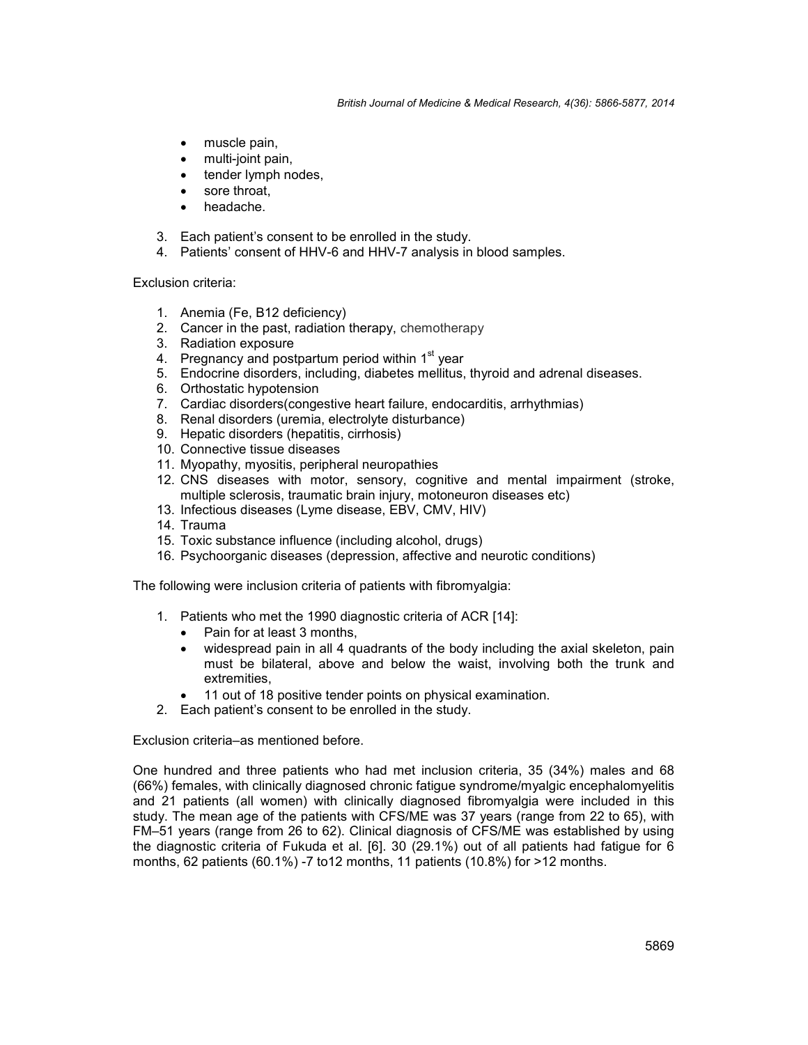- muscle pain,
- multi-joint pain,
- tender lymph nodes,
- sore throat,
- headache.

3. Each patient's consent to be enrolled in the study.
4. Patients' consent of HHV-6 and HHV-7 analysis in blood samples.

Exclusion criteria:

1. Anemia (Fe, B12 deficiency)
2. Cancer in the past, radiation therapy, chemotherapy
3. Radiation exposure
4. Pregnancy and postpartum period within 1st year
5. Endocrine disorders, including, diabetes mellitus, thyroid and adrenal diseases.
6. Orthostatic hypotension
7. Cardiac disorders(congestive heart failure, endocarditis, arrhythmias)
8. Renal disorders (uremia, electrolyte disturbance)
9. Hepatic disorders (hepatitis, cirrhosis)
10. Connective tissue diseases
11. Myopathy, myositis, peripheral neuropathies
12. CNS diseases with motor, sensory, cognitive and mental impairment (stroke, multiple sclerosis, traumatic brain injury, motoneuron diseases etc)
13. Infectious diseases (Lyme disease, EBV, CMV, HIV)
14. Trauma
15. Toxic substance influence (including alcohol, drugs)
16. Psychoorganic diseases (depression, affective and neurotic conditions)

The following were inclusion criteria of patients with fibromyalgia:

1. Patients who met the 1990 diagnostic criteria of ACR [14]:
   - Pain for at least 3 months,
   - widespread pain in all 4 quadrants of the body including the axial skeleton, pain must be bilateral, above and below the waist, involving both the trunk and extremities,
   - 11 out of 18 positive tender points on physical examination.
2. Each patient's consent to be enrolled in the study.

Exclusion criteria–as mentioned before.

One hundred and three patients who had met inclusion criteria, 35 (34%) males and 68 (66%) females, with clinically diagnosed chronic fatigue syndrome/myalgic encephalomyelitis and 21 patients (all women) with clinically diagnosed fibromyalgia were included in this study. The mean age of the patients with CFS/ME was 37 years (range from 22 to 65), with FM–51 years (range from 26 to 62). Clinical diagnosis of CFS/ME was established by using the diagnostic criteria of Fukuda et al. [6]. 30 (29.1%) out of all patients had fatigue for 6 months, 62 patients (60.1%) -7 to12 months, 11 patients (10.8%) for >12 months.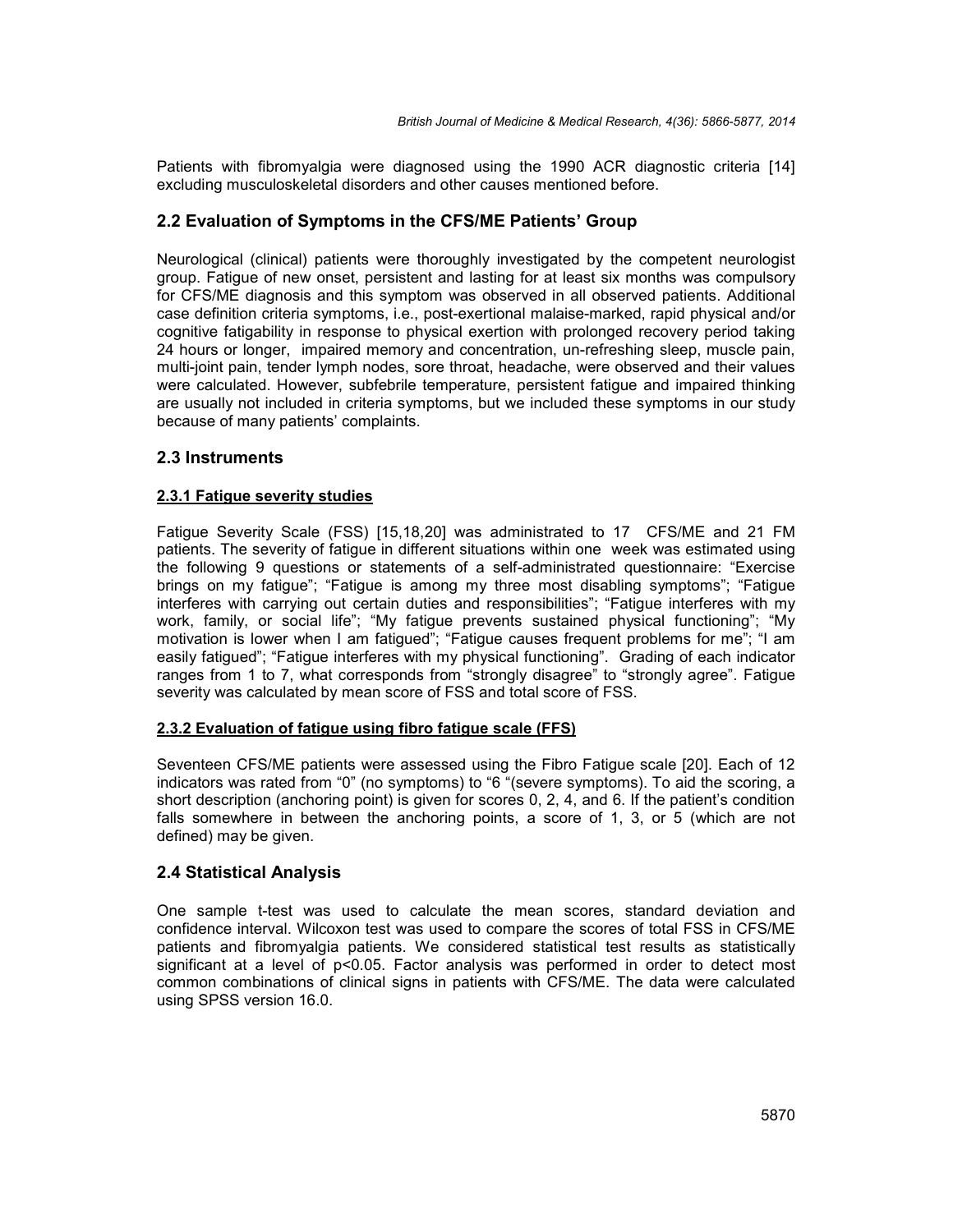Patients with fibromyalgia were diagnosed using the 1990 ACR diagnostic criteria [14] excluding musculoskeletal disorders and other causes mentioned before.

## 2.2 Evaluation of Symptoms in the CFS/ME Patients' Group

Neurological (clinical) patients were thoroughly investigated by the competent neurologist group. Fatigue of new onset, persistent and lasting for at least six months was compulsory for CFS/ME diagnosis and this symptom was observed in all observed patients. Additional case definition criteria symptoms, i.e., post-exertional malaise-marked, rapid physical and/or cognitive fatigability in response to physical exertion with prolonged recovery period taking 24 hours or longer, impaired memory and concentration, un-refreshing sleep, muscle pain, multi-joint pain, tender lymph nodes, sore throat, headache, were observed and their values were calculated. However, subfebrile temperature, persistent fatigue and impaired thinking are usually not included in criteria symptoms, but we included these symptoms in our study because of many patients' complaints.

## 2.3 Instruments

### 2.3.1 Fatigue severity studies

Fatigue Severity Scale (FSS) [15,18,20] was administrated to 17 CFS/ME and 21 FM patients. The severity of fatigue in different situations within one week was estimated using the following 9 questions or statements of a self-administrated questionnaire: "Exercise brings on my fatigue"; "Fatigue is among my three most disabling symptoms"; "Fatigue interferes with carrying out certain duties and responsibilities"; "Fatigue interferes with my work, family, or social life"; "My fatigue prevents sustained physical functioning"; "My motivation is lower when I am fatigued"; "Fatigue causes frequent problems for me"; "I am easily fatigued"; "Fatigue interferes with my physical functioning". Grading of each indicator ranges from 1 to 7, what corresponds from "strongly disagree" to "strongly agree". Fatigue severity was calculated by mean score of FSS and total score of FSS.

### 2.3.2 Evaluation of fatigue using fibro fatigue scale (FFS)

Seventeen CFS/ME patients were assessed using the Fibro Fatigue scale [20]. Each of 12 indicators was rated from "0" (no symptoms) to "6 "(severe symptoms). To aid the scoring, a short description (anchoring point) is given for scores 0, 2, 4, and 6. If the patient's condition falls somewhere in between the anchoring points, a score of 1, 3, or 5 (which are not defined) may be given.

## 2.4 Statistical Analysis

One sample t-test was used to calculate the mean scores, standard deviation and confidence interval. Wilcoxon test was used to compare the scores of total FSS in CFS/ME patients and fibromyalgia patients. We considered statistical test results as statistically significant at a level of $p<0.05$. Factor analysis was performed in order to detect most common combinations of clinical signs in patients with CFS/ME. The data were calculated using SPSS version 16.0.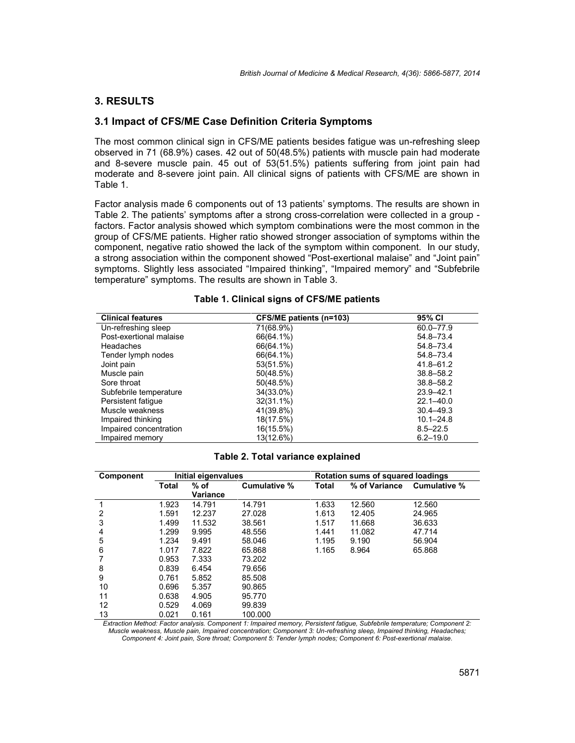## 3. RESULTS

### 3.1 Impact of CFS/ME Case Definition Criteria Symptoms

The most common clinical sign in CFS/ME patients besides fatigue was un-refreshing sleep observed in 71 (68.9%) cases. 42 out of 50(48.5%) patients with muscle pain had moderate and 8-severe muscle pain. 45 out of 53(51.5%) patients suffering from joint pain had moderate and 8-severe joint pain. All clinical signs of patients with CFS/ME are shown in Table 1.

Factor analysis made 6 components out of 13 patients' symptoms. The results are shown in Table 2. The patients' symptoms after a strong cross-correlation were collected in a group - factors. Factor analysis showed which symptom combinations were the most common in the group of CFS/ME patients. Higher ratio showed stronger association of symptoms within the component, negative ratio showed the lack of the symptom within component. In our study, a strong association within the component showed "Post-exertional malaise" and "Joint pain" symptoms. Slightly less associated "Impaired thinking", "Impaired memory" and "Subfebrile temperature" symptoms. The results are shown in Table 3.

**Table 1. Clinical signs of CFS/ME patients**

| Clinical features | CFS/ME patients (n=103) | 95% CI |
|---|---|---|
| Un-refreshing sleep | 71(68.9%) | 60.0–77.9 |
| Post-exertional malaise | 66(64.1%) | 54.8–73.4 |
| Headaches | 66(64.1%) | 54.8–73.4 |
| Tender lymph nodes | 66(64.1%) | 54.8–73.4 |
| Joint pain | 53(51.5%) | 41.8–61.2 |
| Muscle pain | 50(48.5%) | 38.8–58.2 |
| Sore throat | 50(48.5%) | 38.8–58.2 |
| Subfebrile temperature | 34(33.0%) | 23.9–42.1 |
| Persistent fatigue | 32(31.1%) | 22.1–40.0 |
| Muscle weakness | 41(39.8%) | 30.4–49.3 |
| Impaired thinking | 18(17.5%) | 10.1–24.8 |
| Impaired concentration | 16(15.5%) | 8.5–22.5 |
| Impaired memory | 13(12.6%) | 6.2–19.0 |

**Table 2. Total variance explained**

| Component | Initial eigenvalues | | | Rotation sums of squared loadings | | |
|---|---|---|---|---|---|---|
| | Total | % of Variance | Cumulative % | Total | % of Variance | Cumulative % |
| 1 | 1.923 | 14.791 | 14.791 | 1.633 | 12.560 | 12.560 |
| 2 | 1.591 | 12.237 | 27.028 | 1.613 | 12.405 | 24.965 |
| 3 | 1.499 | 11.532 | 38.561 | 1.517 | 11.668 | 36.633 |
| 4 | 1.299 | 9.995 | 48.556 | 1.441 | 11.082 | 47.714 |
| 5 | 1.234 | 9.491 | 58.046 | 1.195 | 9.190 | 56.904 |
| 6 | 1.017 | 7.822 | 65.868 | 1.165 | 8.964 | 65.868 |
| 7 | 0.953 | 7.333 | 73.202 | | | |
| 8 | 0.839 | 6.454 | 79.656 | | | |
| 9 | 0.761 | 5.852 | 85.508 | | | |
| 10 | 0.696 | 5.357 | 90.865 | | | |
| 11 | 0.638 | 4.905 | 95.770 | | | |
| 12 | 0.529 | 4.069 | 99.839 | | | |
| 13 | 0.021 | 0.161 | 100.000 | | | |

*Extraction Method: Factor analysis. Component 1: Impaired memory, Persistent fatigue, Subfebrile temperature; Component 2: Muscle weakness, Muscle pain, Impaired concentration; Component 3: Un-refreshing sleep, Impaired thinking, Headaches; Component 4: Joint pain, Sore throat; Component 5: Tender lymph nodes; Component 6: Post-exertional malaise.*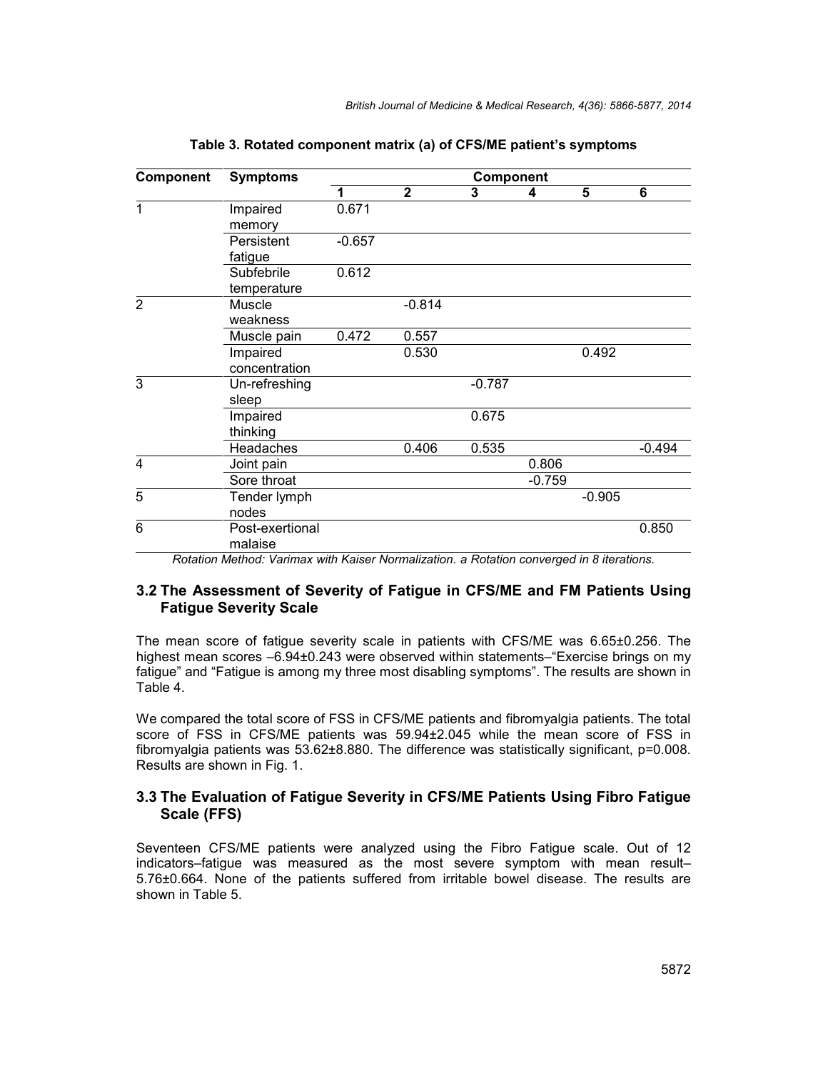**Table 3. Rotated component matrix (a) of CFS/ME patient's symptoms**

| Component | Symptoms | Component | | | | | |
|---|---|---|---|---|---|---|---|
| | | **1** | **2** | **3** | **4** | **5** | **6** |
| 1 | Impaired memory | 0.671 | | | | | |
| | Persistent fatigue | -0.657 | | | | | |
| | Subfebrile temperature | 0.612 | | | | | |
| 2 | Muscle weakness | | -0.814 | | | | |
| | Muscle pain | 0.472 | 0.557 | | | | |
| | Impaired concentration | | 0.530 | | | 0.492 | |
| 3 | Un-refreshing sleep | | | -0.787 | | | |
| | Impaired thinking | | | 0.675 | | | |
| | Headaches | | 0.406 | 0.535 | | | -0.494 |
| 4 | Joint pain | | | | 0.806 | | |
| | Sore throat | | | | -0.759 | | |
| 5 | Tender lymph nodes | | | | | -0.905 | |
| 6 | Post-exertional malaise | | | | | | 0.850 |

*Rotation Method: Varimax with Kaiser Normalization. a Rotation converged in 8 iterations.*

### 3.2 The Assessment of Severity of Fatigue in CFS/ME and FM Patients Using Fatigue Severity Scale

The mean score of fatigue severity scale in patients with CFS/ME was 6.65±0.256. The highest mean scores –6.94±0.243 were observed within statements–"Exercise brings on my fatigue" and "Fatigue is among my three most disabling symptoms". The results are shown in Table 4.

We compared the total score of FSS in CFS/ME patients and fibromyalgia patients. The total score of FSS in CFS/ME patients was 59.94±2.045 while the mean score of FSS in fibromyalgia patients was 53.62±8.880. The difference was statistically significant, $p=0.008$. Results are shown in Fig. 1.

### 3.3 The Evaluation of Fatigue Severity in CFS/ME Patients Using Fibro Fatigue Scale (FFS)

Seventeen CFS/ME patients were analyzed using the Fibro Fatigue scale. Out of 12 indicators–fatigue was measured as the most severe symptom with mean result–5.76±0.664. None of the patients suffered from irritable bowel disease. The results are shown in Table 5.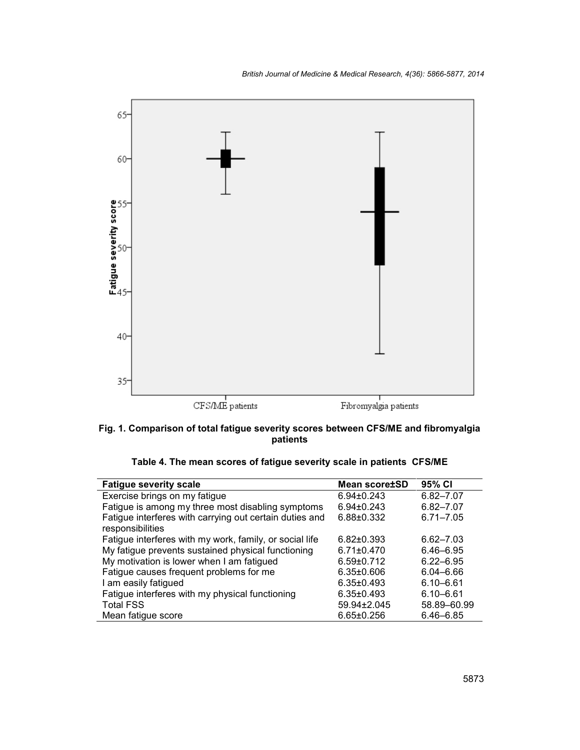Fig. 1. Comparison of total fatigue severity scores between CFS/ME and fibromyalgia patients

**Table 4. The mean scores of fatigue severity scale in patients CFS/ME**

| Fatigue severity scale | Mean score±SD | 95% CI |
|---|---|---|
| Exercise brings on my fatigue | 6.94±0.243 | 6.82–7.07 |
| Fatigue is among my three most disabling symptoms | 6.94±0.243 | 6.82–7.07 |
| Fatigue interferes with carrying out certain duties and responsibilities | 6.88±0.332 | 6.71–7.05 |
| Fatigue interferes with my work, family, or social life | 6.82±0.393 | 6.62–7.03 |
| My fatigue prevents sustained physical functioning | 6.71±0.470 | 6.46–6.95 |
| My motivation is lower when I am fatigued | 6.59±0.712 | 6.22–6.95 |
| Fatigue causes frequent problems for me | 6.35±0.606 | 6.04–6.66 |
| I am easily fatigued | 6.35±0.493 | 6.10–6.61 |
| Fatigue interferes with my physical functioning | 6.35±0.493 | 6.10–6.61 |
| Total FSS | 59.94±2.045 | 58.89–60.99 |
| Mean fatigue score | 6.65±0.256 | 6.46–6.85 |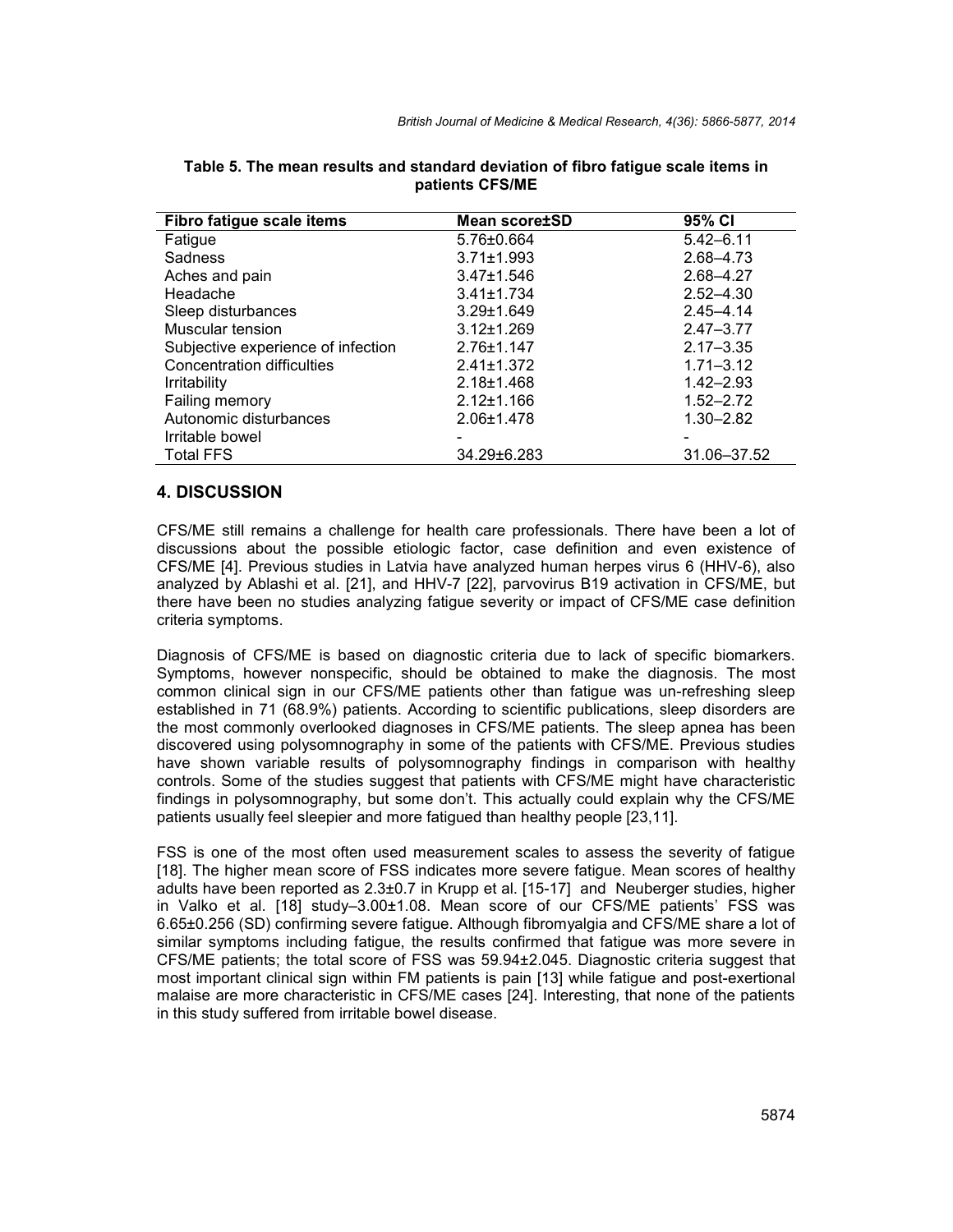**Table 5. The mean results and standard deviation of fibro fatigue scale items in patients CFS/ME**

| Fibro fatigue scale items | Mean score±SD | 95% CI |
|---|---|---|
| Fatigue | 5.76±0.664 | 5.42–6.11 |
| Sadness | 3.71±1.993 | 2.68–4.73 |
| Aches and pain | 3.47±1.546 | 2.68–4.27 |
| Headache | 3.41±1.734 | 2.52–4.30 |
| Sleep disturbances | 3.29±1.649 | 2.45–4.14 |
| Muscular tension | 3.12±1.269 | 2.47–3.77 |
| Subjective experience of infection | 2.76±1.147 | 2.17–3.35 |
| Concentration difficulties | 2.41±1.372 | 1.71–3.12 |
| Irritability | 2.18±1.468 | 1.42–2.93 |
| Failing memory | 2.12±1.166 | 1.52–2.72 |
| Autonomic disturbances | 2.06±1.478 | 1.30–2.82 |
| Irritable bowel | - | - |
| Total FFS | 34.29±6.283 | 31.06–37.52 |

## 4. DISCUSSION

CFS/ME still remains a challenge for health care professionals. There have been a lot of discussions about the possible etiologic factor, case definition and even existence of CFS/ME [4]. Previous studies in Latvia have analyzed human herpes virus 6 (HHV-6), also analyzed by Ablashi et al. [21], and HHV-7 [22], parvovirus B19 activation in CFS/ME, but there have been no studies analyzing fatigue severity or impact of CFS/ME case definition criteria symptoms.

Diagnosis of CFS/ME is based on diagnostic criteria due to lack of specific biomarkers. Symptoms, however nonspecific, should be obtained to make the diagnosis. The most common clinical sign in our CFS/ME patients other than fatigue was un-refreshing sleep established in 71 (68.9%) patients. According to scientific publications, sleep disorders are the most commonly overlooked diagnoses in CFS/ME patients. The sleep apnea has been discovered using polysomnography in some of the patients with CFS/ME. Previous studies have shown variable results of polysomnography findings in comparison with healthy controls. Some of the studies suggest that patients with CFS/ME might have characteristic findings in polysomnography, but some don't. This actually could explain why the CFS/ME patients usually feel sleepier and more fatigued than healthy people [23,11].

FSS is one of the most often used measurement scales to assess the severity of fatigue [18]. The higher mean score of FSS indicates more severe fatigue. Mean scores of healthy adults have been reported as 2.3±0.7 in Krupp et al. [15-17] and Neuberger studies, higher in Valko et al. [18] study–3.00±1.08. Mean score of our CFS/ME patients' FSS was 6.65±0.256 (SD) confirming severe fatigue. Although fibromyalgia and CFS/ME share a lot of similar symptoms including fatigue, the results confirmed that fatigue was more severe in CFS/ME patients; the total score of FSS was 59.94±2.045. Diagnostic criteria suggest that most important clinical sign within FM patients is pain [13] while fatigue and post-exertional malaise are more characteristic in CFS/ME cases [24]. Interesting, that none of the patients in this study suffered from irritable bowel disease.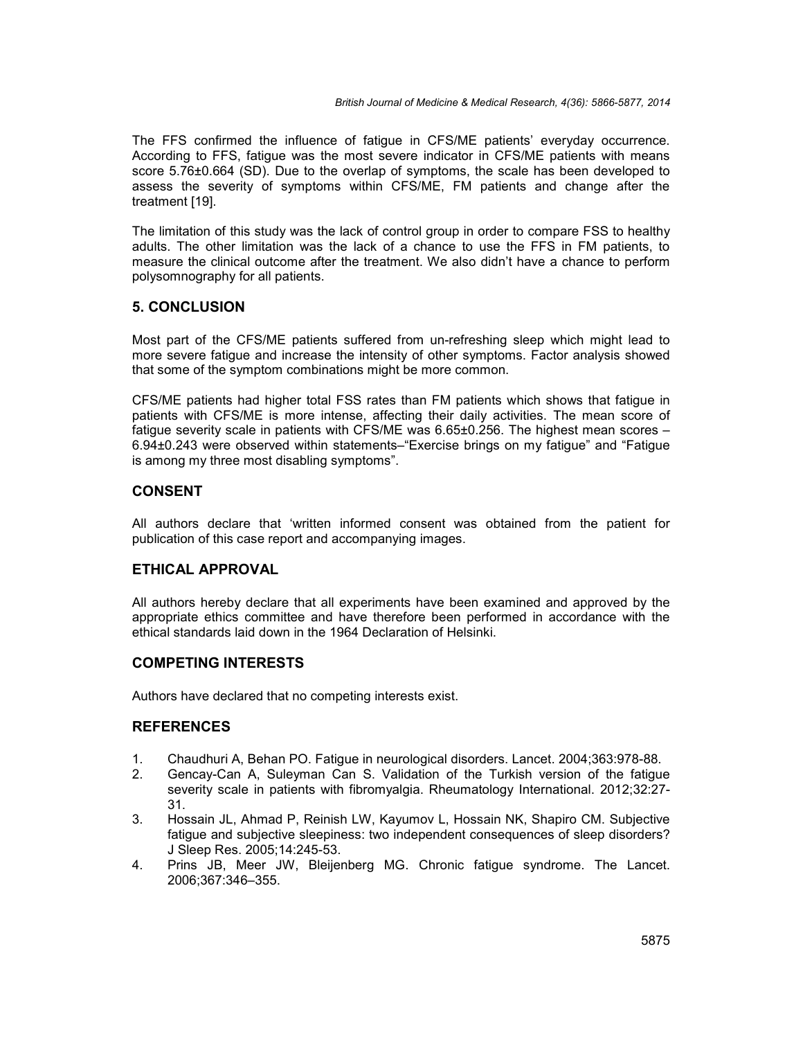The FFS confirmed the influence of fatigue in CFS/ME patients' everyday occurrence. According to FFS, fatigue was the most severe indicator in CFS/ME patients with means score 5.76±0.664 (SD). Due to the overlap of symptoms, the scale has been developed to assess the severity of symptoms within CFS/ME, FM patients and change after the treatment [19].

The limitation of this study was the lack of control group in order to compare FSS to healthy adults. The other limitation was the lack of a chance to use the FFS in FM patients, to measure the clinical outcome after the treatment. We also didn't have a chance to perform polysomnography for all patients.

## 5. CONCLUSION

Most part of the CFS/ME patients suffered from un-refreshing sleep which might lead to more severe fatigue and increase the intensity of other symptoms. Factor analysis showed that some of the symptom combinations might be more common.

CFS/ME patients had higher total FSS rates than FM patients which shows that fatigue in patients with CFS/ME is more intense, affecting their daily activities. The mean score of fatigue severity scale in patients with CFS/ME was 6.65±0.256. The highest mean scores – 6.94±0.243 were observed within statements–"Exercise brings on my fatigue" and "Fatigue is among my three most disabling symptoms".

## CONSENT

All authors declare that 'written informed consent was obtained from the patient for publication of this case report and accompanying images.

## ETHICAL APPROVAL

All authors hereby declare that all experiments have been examined and approved by the appropriate ethics committee and have therefore been performed in accordance with the ethical standards laid down in the 1964 Declaration of Helsinki.

## COMPETING INTERESTS

Authors have declared that no competing interests exist.

## REFERENCES

1. Chaudhuri A, Behan PO. Fatigue in neurological disorders. Lancet. 2004;363:978-88.
2. Gencay-Can A, Suleyman Can S. Validation of the Turkish version of the fatigue severity scale in patients with fibromyalgia. Rheumatology International. 2012;32:27-31.
3. Hossain JL, Ahmad P, Reinish LW, Kayumov L, Hossain NK, Shapiro CM. Subjective fatigue and subjective sleepiness: two independent consequences of sleep disorders? J Sleep Res. 2005;14:245-53.
4. Prins JB, Meer JW, Bleijenberg MG. Chronic fatigue syndrome. The Lancet. 2006;367:346–355.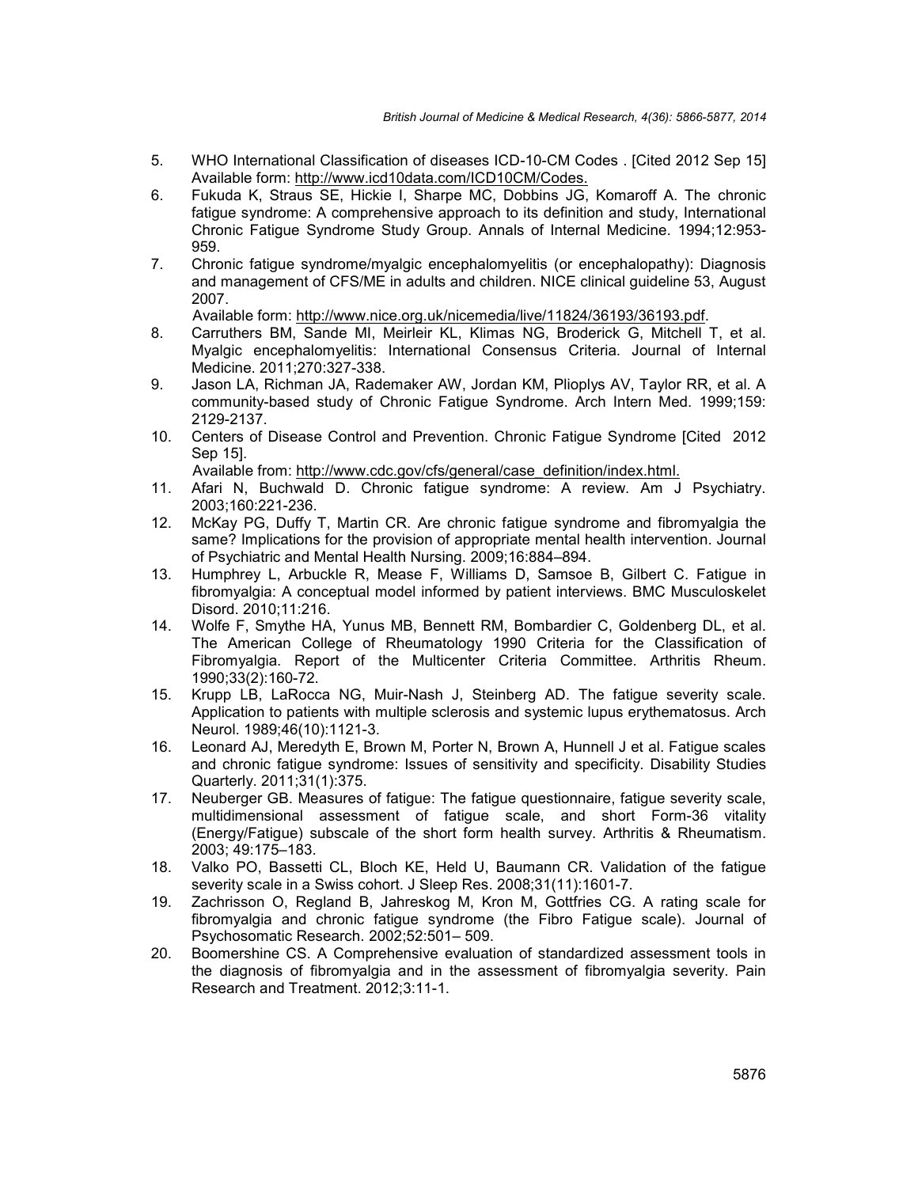5. WHO International Classification of diseases ICD-10-CM Codes . [Cited 2012 Sep 15] Available form: http://www.icd10data.com/ICD10CM/Codes.
6. Fukuda K, Straus SE, Hickie I, Sharpe MC, Dobbins JG, Komaroff A. The chronic fatigue syndrome: A comprehensive approach to its definition and study, International Chronic Fatigue Syndrome Study Group. Annals of Internal Medicine. 1994;12:953-959.
7. Chronic fatigue syndrome/myalgic encephalomyelitis (or encephalopathy): Diagnosis and management of CFS/ME in adults and children. NICE clinical guideline 53, August 2007.
   Available form: http://www.nice.org.uk/nicemedia/live/11824/36193/36193.pdf.
8. Carruthers BM, Sande MI, Meirleir KL, Klimas NG, Broderick G, Mitchell T, et al. Myalgic encephalomyelitis: International Consensus Criteria. Journal of Internal Medicine. 2011;270:327-338.
9. Jason LA, Richman JA, Rademaker AW, Jordan KM, Plioplys AV, Taylor RR, et al. A community-based study of Chronic Fatigue Syndrome. Arch Intern Med. 1999;159: 2129-2137.
10. Centers of Disease Control and Prevention. Chronic Fatigue Syndrome [Cited 2012 Sep 15].
    Available from: http://www.cdc.gov/cfs/general/case_definition/index.html.
11. Afari N, Buchwald D. Chronic fatigue syndrome: A review. Am J Psychiatry. 2003;160:221-236.
12. McKay PG, Duffy T, Martin CR. Are chronic fatigue syndrome and fibromyalgia the same? Implications for the provision of appropriate mental health intervention. Journal of Psychiatric and Mental Health Nursing. 2009;16:884–894.
13. Humphrey L, Arbuckle R, Mease F, Williams D, Samsoe B, Gilbert C. Fatigue in fibromyalgia: A conceptual model informed by patient interviews. BMC Musculoskelet Disord. 2010;11:216.
14. Wolfe F, Smythe HA, Yunus MB, Bennett RM, Bombardier C, Goldenberg DL, et al. The American College of Rheumatology 1990 Criteria for the Classification of Fibromyalgia. Report of the Multicenter Criteria Committee. Arthritis Rheum. 1990;33(2):160-72.
15. Krupp LB, LaRocca NG, Muir-Nash J, Steinberg AD. The fatigue severity scale. Application to patients with multiple sclerosis and systemic lupus erythematosus. Arch Neurol. 1989;46(10):1121-3.
16. Leonard AJ, Meredyth E, Brown M, Porter N, Brown A, Hunnell J et al. Fatigue scales and chronic fatigue syndrome: Issues of sensitivity and specificity. Disability Studies Quarterly. 2011;31(1):375.
17. Neuberger GB. Measures of fatigue: The fatigue questionnaire, fatigue severity scale, multidimensional assessment of fatigue scale, and short Form-36 vitality (Energy/Fatigue) subscale of the short form health survey. Arthritis & Rheumatism. 2003; 49:175–183.
18. Valko PO, Bassetti CL, Bloch KE, Held U, Baumann CR. Validation of the fatigue severity scale in a Swiss cohort. J Sleep Res. 2008;31(11):1601-7.
19. Zachrisson O, Regland B, Jahreskog M, Kron M, Gottfries CG. A rating scale for fibromyalgia and chronic fatigue syndrome (the Fibro Fatigue scale). Journal of Psychosomatic Research. 2002;52:501– 509.
20. Boomershine CS. A Comprehensive evaluation of standardized assessment tools in the diagnosis of fibromyalgia and in the assessment of fibromyalgia severity. Pain Research and Treatment. 2012;3:11-1.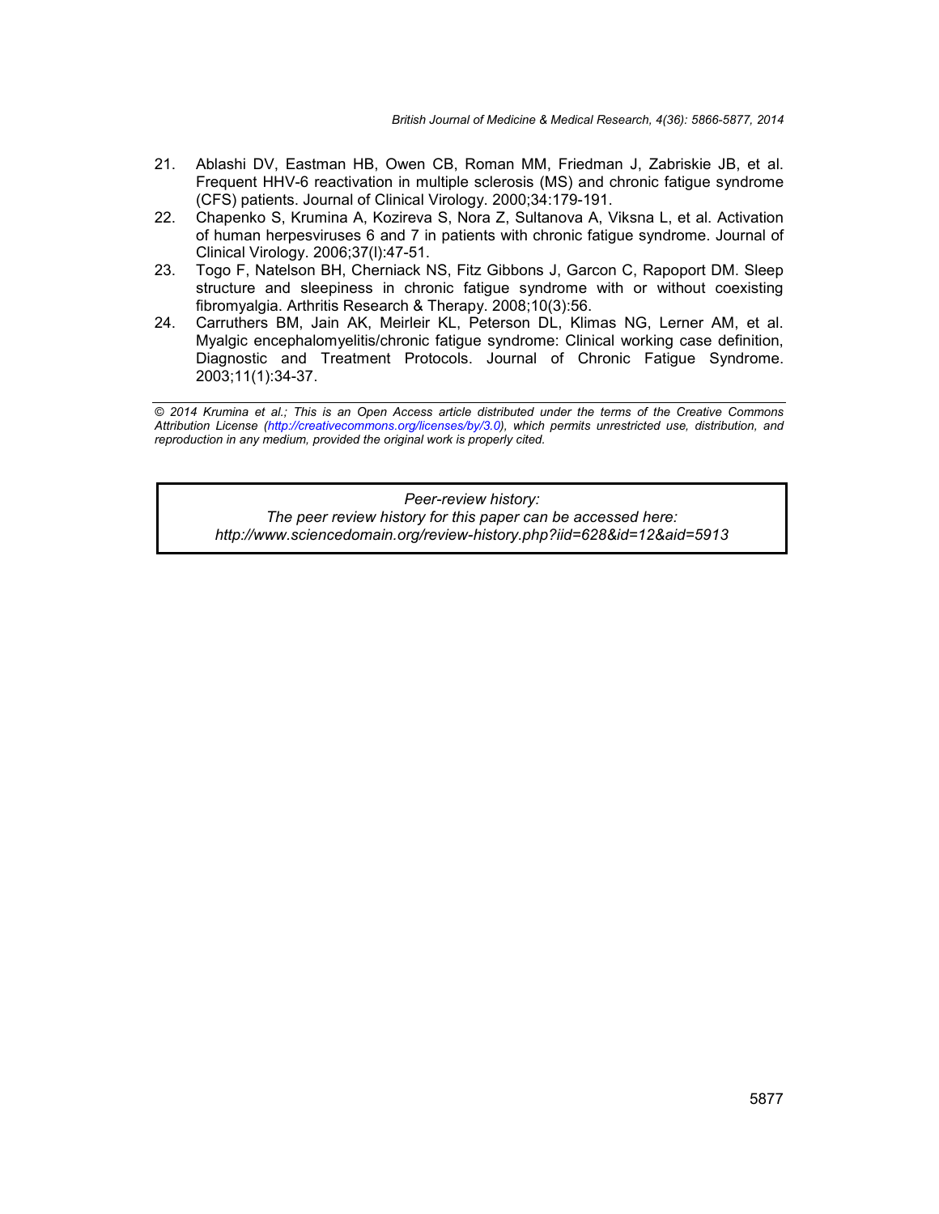21. Ablashi DV, Eastman HB, Owen CB, Roman MM, Friedman J, Zabriskie JB, et al. Frequent HHV-6 reactivation in multiple sclerosis (MS) and chronic fatigue syndrome (CFS) patients. Journal of Clinical Virology. 2000;34:179-191.
22. Chapenko S, Krumina A, Kozireva S, Nora Z, Sultanova A, Viksna L, et al. Activation of human herpesviruses 6 and 7 in patients with chronic fatigue syndrome. Journal of Clinical Virology. 2006;37(I):47-51.
23. Togo F, Natelson BH, Cherniack NS, Fitz Gibbons J, Garcon C, Rapoport DM. Sleep structure and sleepiness in chronic fatigue syndrome with or without coexisting fibromyalgia. Arthritis Research & Therapy. 2008;10(3):56.
24. Carruthers BM, Jain AK, Meirleir KL, Peterson DL, Klimas NG, Lerner AM, et al. Myalgic encephalomyelitis/chronic fatigue syndrome: Clinical working case definition, Diagnostic and Treatment Protocols. Journal of Chronic Fatigue Syndrome. 2003;11(1):34-37.

---

*© 2014 Krumina et al.; This is an Open Access article distributed under the terms of the Creative Commons Attribution License (http://creativecommons.org/licenses/by/3.0), which permits unrestricted use, distribution, and reproduction in any medium, provided the original work is properly cited.*

*Peer-review history:*
*The peer review history for this paper can be accessed here:*
*http://www.sciencedomain.org/review-history.php?iid=628&id=12&aid=5913*